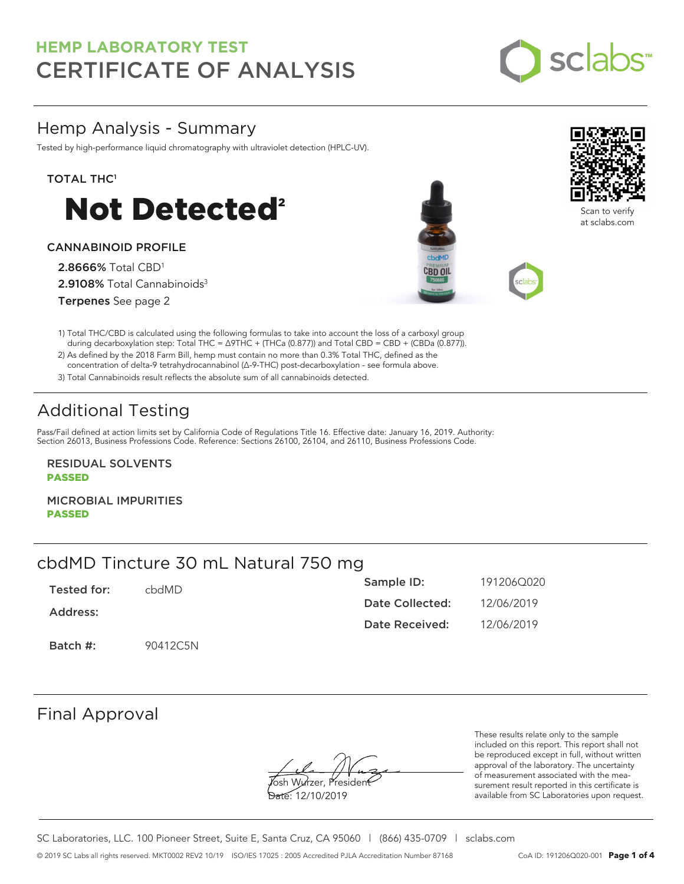# HEMP LABORATORY TEST
# CERTIFICATE OF ANALYSIS

## Hemp Analysis - Summary

Tested by high-performance liquid chromatography with ultraviolet detection (HPLC-UV).

**TOTAL THC**[1]

# Not Detected[2]

**CANNABINOID PROFILE**

**2.8666%** Total CBD[1]

**2.9108%** Total Cannabinoids[3]

**Terpenes** See page 2

Scan to verify at sclabs.com

1) Total THC/CBD is calculated using the following formulas to take into account the loss of a carboxyl group during decarboxylation step: Total THC = Δ9THC + (THCa (0.877)) and Total CBD = CBD + (CBDa (0.877)).
2) As defined by the 2018 Farm Bill, hemp must contain no more than 0.3% Total THC, defined as the concentration of delta-9 tetrahydrocannabinol (Δ-9-THC) post-decarboxylation - see formula above.
3) Total Cannabinoids result reflects the absolute sum of all cannabinoids detected.

## Additional Testing

Pass/Fail defined at action limits set by California Code of Regulations Title 16. Effective date: January 16, 2019. Authority: Section 26013, Business Professions Code. Reference: Sections 26100, 26104, and 26110, Business Professions Code.

**RESIDUAL SOLVENTS**
**PASSED**

**MICROBIAL IMPURITIES**
**PASSED**

## cbdMD Tincture 30 mL Natural 750 mg

| | | | |
|---|---|---|---|
| **Tested for:** | cbdMD | **Sample ID:** | 191206Q020 |
| **Address:** | | **Date Collected:** | 12/06/2019 |
| | | **Date Received:** | 12/06/2019 |
| **Batch #:** | 90412C5N | | |

## Final Approval

Josh Wurzer, President
Date: 12/10/2019

These results relate only to the sample included on this report. This report shall not be reproduced except in full, without written approval of the laboratory. The uncertainty of measurement associated with the measurement result reported in this certificate is available from SC Laboratories upon request.

SC Laboratories, LLC. 100 Pioneer Street, Suite E, Santa Cruz, CA 95060 | (866) 435-0709 | sclabs.com

© 2019 SC Labs all rights reserved. MKT0002 REV2 10/19 ISO/IES 17025 : 2005 Accredited PJLA Accreditation Number 87168 CoA ID: 191206Q020-001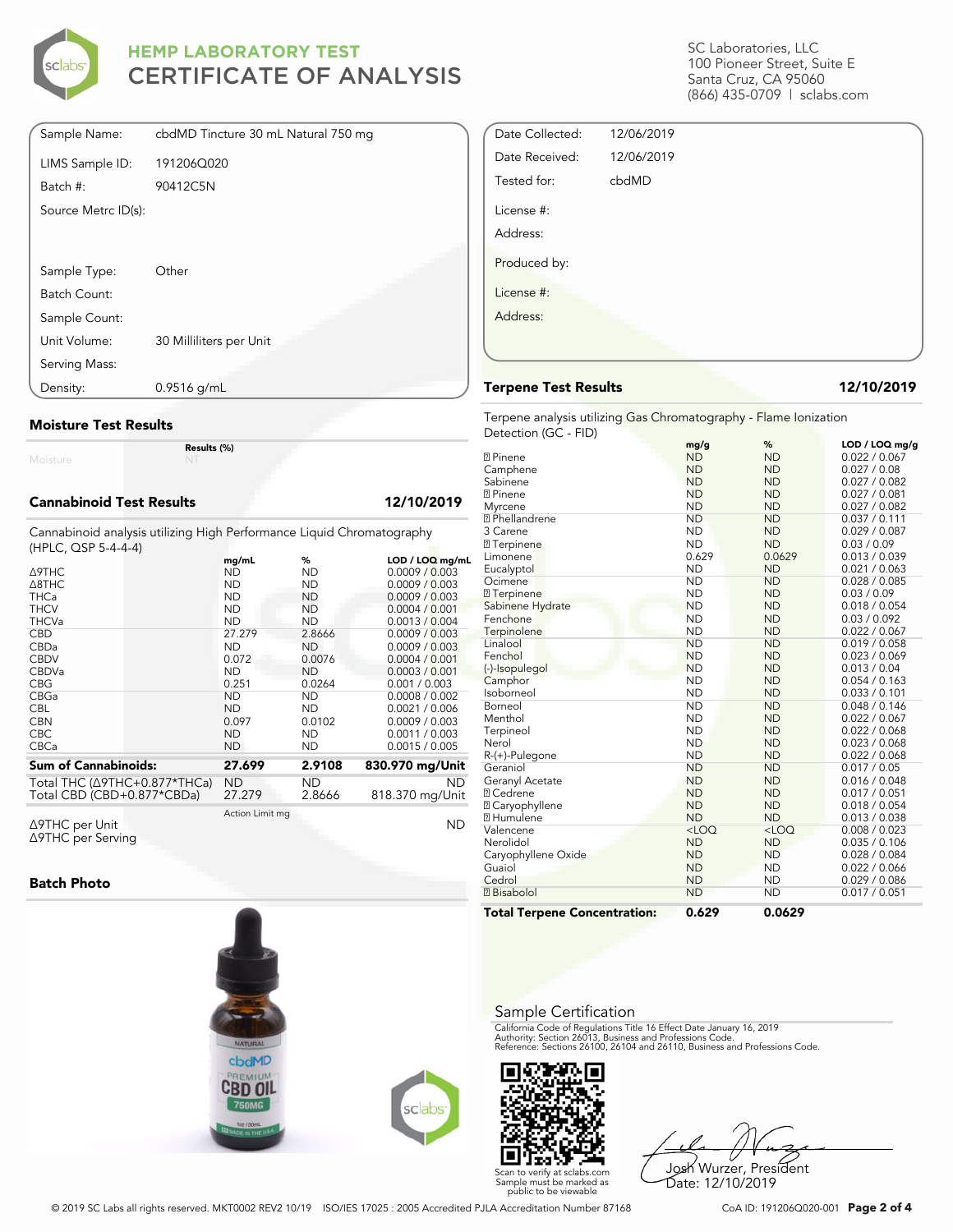# HEMP LABORATORY TEST
# CERTIFICATE OF ANALYSIS

SC Laboratories, LLC
100 Pioneer Street, Suite E
Santa Cruz, CA 95060
(866) 435-0709 | sclabs.com

| | |
|---|---|
| Sample Name: | cbdMD Tincture 30 mL Natural 750 mg |
| LIMS Sample ID: | 191206Q020 |
| Batch #: | 90412C5N |
| Source Metrc ID(s): | |
| Sample Type: | Other |
| Batch Count: | |
| Sample Count: | |
| Unit Volume: | 30 Milliliters per Unit |
| Serving Mass: | |
| Density: | 0.9516 g/mL |

| | |
|---|---|
| Date Collected: | 12/06/2019 |
| Date Received: | 12/06/2019 |
| Tested for: | cbdMD |
| License #: | |
| Address: | |
| Produced by: | |
| License #: | |
| Address: | |

## Moisture Test Results

| | Results (%) |
|---|---|
| Moisture | NT |

## Cannabinoid Test Results 12/10/2019

Cannabinoid analysis utilizing High Performance Liquid Chromatography (HPLC, QSP 5-4-4-4)

| | mg/mL | % | LOD / LOQ mg/mL |
|---|---|---|---|
| Δ9THC | ND | ND | 0.0009 / 0.003 |
| Δ8THC | ND | ND | 0.0009 / 0.003 |
| THCa | ND | ND | 0.0009 / 0.003 |
| THCV | ND | ND | 0.0004 / 0.001 |
| THCVa | ND | ND | 0.0013 / 0.004 |
| CBD | 27.279 | 2.8666 | 0.0009 / 0.003 |
| CBDa | ND | ND | 0.0009 / 0.003 |
| CBDV | 0.072 | 0.0076 | 0.0004 / 0.001 |
| CBDVa | ND | ND | 0.0003 / 0.001 |
| CBG | 0.251 | 0.0264 | 0.001 / 0.003 |
| CBGa | ND | ND | 0.0008 / 0.002 |
| CBL | ND | ND | 0.0021 / 0.006 |
| CBN | 0.097 | 0.0102 | 0.0009 / 0.003 |
| CBC | ND | ND | 0.0011 / 0.003 |
| CBCa | ND | ND | 0.0015 / 0.005 |
| **Sum of Cannabinoids:** | **27.699** | **2.9108** | **830.970 mg/Unit** |
| Total THC (Δ9THC+0.877*THCa) | ND | ND | ND |
| Total CBD (CBD+0.877*CBDa) | 27.279 | 2.8666 | 818.370 mg/Unit |

| | Action Limit mg | |
|---|---|---|
| Δ9THC per Unit | | ND |
| Δ9THC per Serving | | |

## Batch Photo

## Terpene Test Results 12/10/2019

Terpene analysis utilizing Gas Chromatography - Flame Ionization Detection (GC - FID)

| | mg/g | % | LOD / LOQ mg/g |
|---|---|---|---|
| ? Pinene | ND | ND | 0.022 / 0.067 |
| Camphene | ND | ND | 0.027 / 0.08 |
| Sabinene | ND | ND | 0.027 / 0.082 |
| ? Pinene | ND | ND | 0.027 / 0.081 |
| Myrcene | ND | ND | 0.027 / 0.082 |
| ? Phellandrene | ND | ND | 0.037 / 0.111 |
| 3 Carene | ND | ND | 0.029 / 0.087 |
| ? Terpinene | ND | ND | 0.03 / 0.09 |
| Limonene | 0.629 | 0.0629 | 0.013 / 0.039 |
| Eucalyptol | ND | ND | 0.021 / 0.063 |
| Ocimene | ND | ND | 0.028 / 0.085 |
| ? Terpinene | ND | ND | 0.03 / 0.09 |
| Sabinene Hydrate | ND | ND | 0.018 / 0.054 |
| Fenchone | ND | ND | 0.03 / 0.092 |
| Terpinolene | ND | ND | 0.022 / 0.067 |
| Linalool | ND | ND | 0.019 / 0.058 |
| Fenchol | ND | ND | 0.023 / 0.069 |
| (-)-Isopulegol | ND | ND | 0.013 / 0.04 |
| Camphor | ND | ND | 0.054 / 0.163 |
| Isoborneol | ND | ND | 0.033 / 0.101 |
| Borneol | ND | ND | 0.048 / 0.146 |
| Menthol | ND | ND | 0.022 / 0.067 |
| Terpineol | ND | ND | 0.022 / 0.068 |
| Nerol | ND | ND | 0.023 / 0.068 |
| R-(+)-Pulegone | ND | ND | 0.022 / 0.068 |
| Geraniol | ND | ND | 0.017 / 0.05 |
| Geranyl Acetate | ND | ND | 0.016 / 0.048 |
| ? Cedrene | ND | ND | 0.017 / 0.051 |
| ? Caryophyllene | ND | ND | 0.018 / 0.054 |
| ? Humulene | ND | ND | 0.013 / 0.038 |
| Valencene | <LOQ | <LOQ | 0.008 / 0.023 |
| Nerolidol | ND | ND | 0.035 / 0.106 |
| Caryophyllene Oxide | ND | ND | 0.028 / 0.084 |
| Guaiol | ND | ND | 0.022 / 0.066 |
| Cedrol | ND | ND | 0.029 / 0.086 |
| ? Bisabolol | ND | ND | 0.017 / 0.051 |
| **Total Terpene Concentration:** | **0.629** | **0.0629** | |

## Sample Certification

California Code of Regulations Title 16 Effect Date January 16, 2019
Authority: Section 26013, Business and Professions Code.
Reference: Sections 26100, 26104 and 26110, Business and Professions Code.

Scan to verify at sclabs.com
Sample must be marked as public to be viewable

Josh Wurzer, President
Date: 12/10/2019

© 2019 SC Labs all rights reserved. MKT0002 REV2 10/19 ISO/IES 17025 : 2005 Accredited PJLA Accreditation Number 87168

CoA ID: 191206Q020-001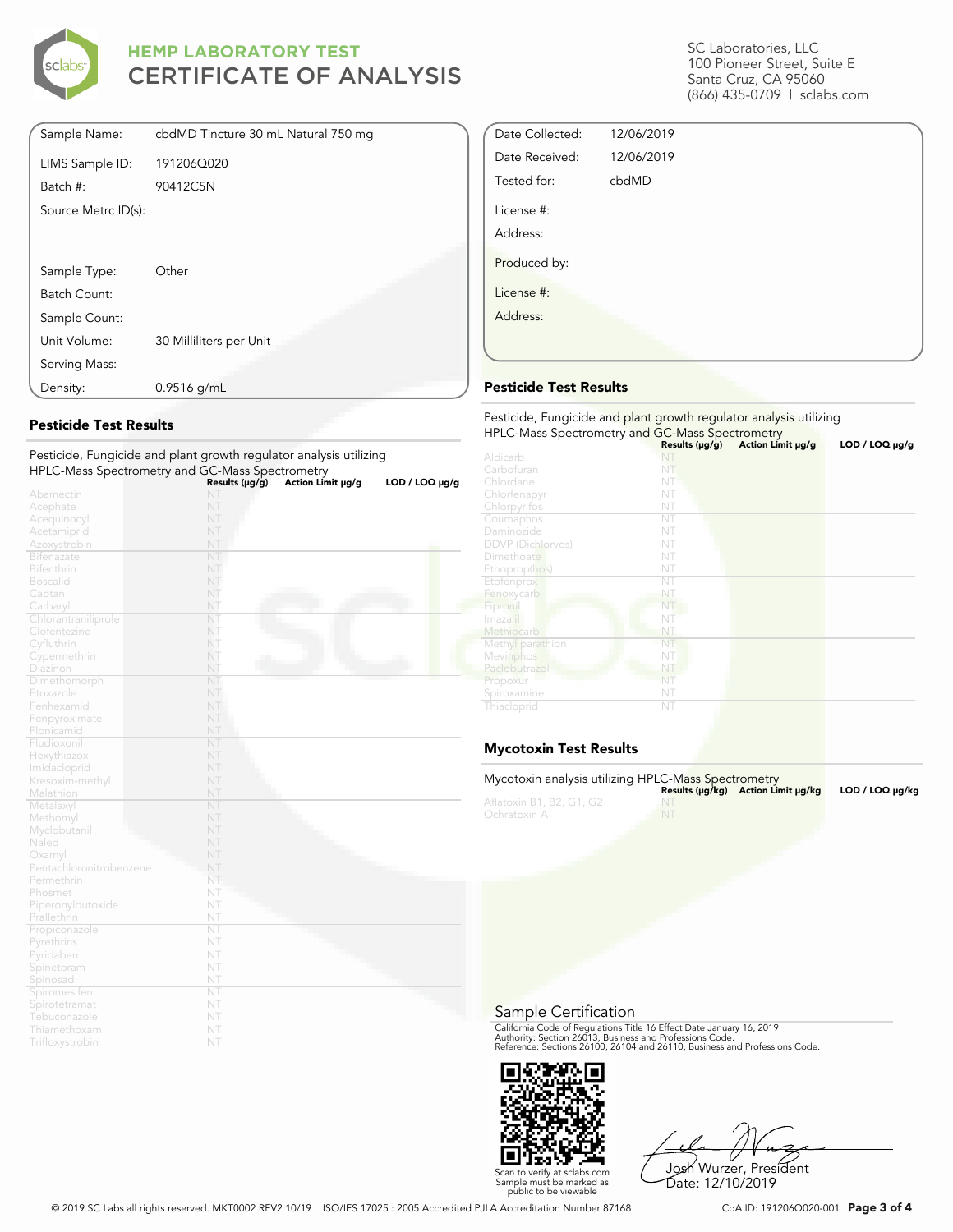# HEMP LABORATORY TEST CERTIFICATE OF ANALYSIS

SC Laboratories, LLC
100 Pioneer Street, Suite E
Santa Cruz, CA 95060
(866) 435-0709 | sclabs.com

| | |
|---|---|
| Sample Name: | cbdMD Tincture 30 mL Natural 750 mg |
| LIMS Sample ID: | 191206Q020 |
| Batch #: | 90412C5N |
| Source Metrc ID(s): | |
| Sample Type: | Other |
| Batch Count: | |
| Sample Count: | |
| Unit Volume: | 30 Milliliters per Unit |
| Serving Mass: | |
| Density: | 0.9516 g/mL |

| | |
|---|---|
| Date Collected: | 12/06/2019 |
| Date Received: | 12/06/2019 |
| Tested for: | cbdMD |
| License #: | |
| Address: | |
| Produced by: | |
| License #: | |
| Address: | |

## Pesticide Test Results

Pesticide, Fungicide and plant growth regulator analysis utilizing HPLC-Mass Spectrometry and GC-Mass Spectrometry

| | Results (μg/g) | Action Limit μg/g | LOD / LOQ μg/g |
|---|---|---|---|
| Abamectin | NT | | |
| Acephate | NT | | |
| Acequinocyl | NT | | |
| Acetamiprid | NT | | |
| Azoxystrobin | NT | | |
| Bifenazate | NT | | |
| Bifenthrin | NT | | |
| Boscalid | NT | | |
| Captan | NT | | |
| Carbaryl | NT | | |
| Chlorantraniliprole | NT | | |
| Clofentezine | NT | | |
| Cyfluthrin | NT | | |
| Cypermethrin | NT | | |
| Diazinon | NT | | |
| Dimethomorph | NT | | |
| Etoxazole | NT | | |
| Fenhexamid | NT | | |
| Fenpyroximate | NT | | |
| Flonicamid | NT | | |
| Fludioxonil | NT | | |
| Hexythiazox | NT | | |
| Imidacloprid | NT | | |
| Kresoxim-methyl | NT | | |
| Malathion | NT | | |
| Metalaxyl | NT | | |
| Methomyl | NT | | |
| Myclobutanil | NT | | |
| Naled | NT | | |
| Oxamyl | NT | | |
| Pentachloronitrobenzene | NT | | |
| Permethrin | NT | | |
| Phosmet | NT | | |
| Piperonylbutoxide | NT | | |
| Prallethrin | NT | | |
| Propiconazole | NT | | |
| Pyrethrins | NT | | |
| Pyridaben | NT | | |
| Spinetoram | NT | | |
| Spinosad | NT | | |
| Spiromesifen | NT | | |
| Spirotetramat | NT | | |
| Tebuconazole | NT | | |
| Thiamethoxam | NT | | |
| Trifloxystrobin | NT | | |

## Pesticide Test Results

Pesticide, Fungicide and plant growth regulator analysis utilizing HPLC-Mass Spectrometry and GC-Mass Spectrometry

| | Results (μg/g) | Action Limit μg/g | LOD / LOQ μg/g |
|---|---|---|---|
| Aldicarb | NT | | |
| Carbofuran | NT | | |
| Chlordane | NT | | |
| Chlorfenapyr | NT | | |
| Chlorpyrifos | NT | | |
| Coumaphos | NT | | |
| Daminozide | NT | | |
| DDVP (Dichlorvos) | NT | | |
| Dimethoate | NT | | |
| Ethoprop(hos) | NT | | |
| Etofenprox | NT | | |
| Fenoxycarb | NT | | |
| Fipronil | NT | | |
| Imazalil | NT | | |
| Methiocarb | NT | | |
| Methyl parathion | NT | | |
| Mevinphos | NT | | |
| Paclobutrazol | NT | | |
| Propoxur | NT | | |
| Spiroxamine | NT | | |
| Thiacloprid | NT | | |

## Mycotoxin Test Results

Mycotoxin analysis utilizing HPLC-Mass Spectrometry

| | Results (μg/kg) | Action Limit μg/kg | LOD / LOQ μg/kg |
|---|---|---|---|
| Aflatoxin B1, B2, G1, G2 | NT | | |
| Ochratoxin A | NT | | |

## Sample Certification

California Code of Regulations Title 16 Effect Date January 16, 2019
Authority: Section 26013, Business and Professions Code.
Reference: Sections 26100, 26104 and 26110, Business and Professions Code.

Scan to verify at sclabs.com
Sample must be marked as public to be viewable

Josh Wurzer, President
Date: 12/10/2019

© 2019 SC Labs all rights reserved. MKT0002 REV2 10/19 ISO/IES 17025 : 2005 Accredited PJLA Accreditation Number 87168

CoA ID: 191206Q020-001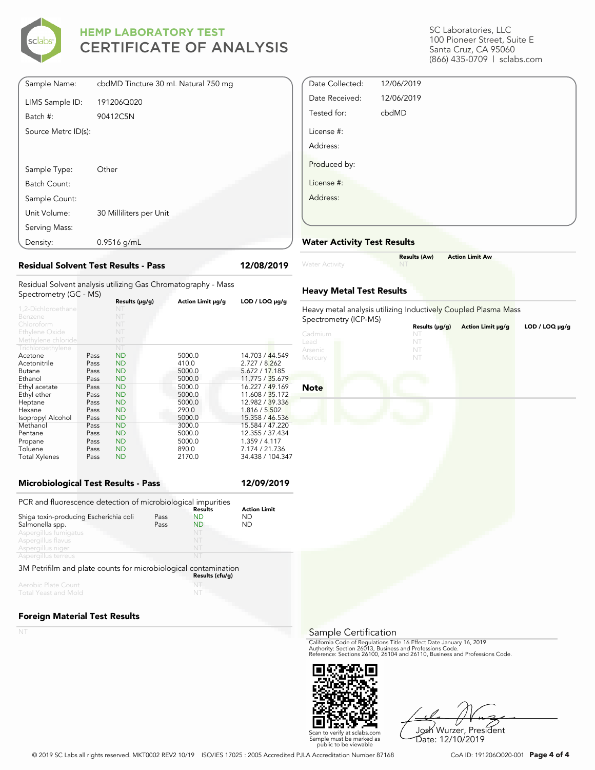# HEMP LABORATORY TEST CERTIFICATE OF ANALYSIS

SC Laboratories, LLC
100 Pioneer Street, Suite E
Santa Cruz, CA 95060
(866) 435-0709 | sclabs.com

| | |
|---|---|
| Sample Name: | cbdMD Tincture 30 mL Natural 750 mg |
| LIMS Sample ID: | 191206Q020 |
| Batch #: | 90412C5N |
| Source Metrc ID(s): | |
| Sample Type: | Other |
| Batch Count: | |
| Sample Count: | |
| Unit Volume: | 30 Milliliters per Unit |
| Serving Mass: | |
| Density: | 0.9516 g/mL |

| | |
|---|---|
| Date Collected: | 12/06/2019 |
| Date Received: | 12/06/2019 |
| Tested for: | cbdMD |
| License #: | |
| Address: | |
| Produced by: | |
| License #: | |
| Address: | |

## Residual Solvent Test Results - Pass

12/08/2019

Residual Solvent analysis utilizing Gas Chromatography - Mass Spectrometry (GC - MS)

| | | Results (μg/g) | Action Limit μg/g | LOD / LOQ μg/g |
|---|---|---|---|---|
| 1,2-Dichloroethane | | NT | | |
| Benzene | | NT | | |
| Chloroform | | NT | | |
| Ethylene Oxide | | NT | | |
| Methylene chloride | | NT | | |
| Trichloroethylene | | NT | | |
| Acetone | Pass | ND | 5000.0 | 14.703 / 44.549 |
| Acetonitrile | Pass | ND | 410.0 | 2.727 / 8.262 |
| Butane | Pass | ND | 5000.0 | 5.672 / 17.185 |
| Ethanol | Pass | ND | 5000.0 | 11.775 / 35.679 |
| Ethyl acetate | Pass | ND | 5000.0 | 16.227 / 49.169 |
| Ethyl ether | Pass | ND | 5000.0 | 11.608 / 35.172 |
| Heptane | Pass | ND | 5000.0 | 12.982 / 39.336 |
| Hexane | Pass | ND | 290.0 | 1.816 / 5.502 |
| Isopropyl Alcohol | Pass | ND | 5000.0 | 15.358 / 46.536 |
| Methanol | Pass | ND | 3000.0 | 15.584 / 47.220 |
| Pentane | Pass | ND | 5000.0 | 12.355 / 37.434 |
| Propane | Pass | ND | 5000.0 | 1.359 / 4.117 |
| Toluene | Pass | ND | 890.0 | 7.174 / 21.736 |
| Total Xylenes | Pass | ND | 2170.0 | 34.438 / 104.347 |

## Microbiological Test Results - Pass

12/09/2019

PCR and fluorescence detection of microbiological impurities

| | | Results | Action Limit |
|---|---|---|---|
| Shiga toxin-producing Escherichia coli | Pass | ND | ND |
| Salmonella spp. | Pass | ND | ND |
| Aspergillus fumigatus | | NT | |
| Aspergillus flavus | | NT | |
| Aspergillus niger | | NT | |
| Aspergillus terreus | | NT | |

3M Petrifilm and plate counts for microbiological contamination

| | Results (cfu/g) |
|---|---|
| Aerobic Plate Count | NT |
| Total Yeast and Mold | NT |

## Foreign Material Test Results

NT

## Water Activity Test Results

| | Results (Aw) | Action Limit Aw |
|---|---|---|
| Water Activity | NT | |

## Heavy Metal Test Results

Heavy metal analysis utilizing Inductively Coupled Plasma Mass Spectrometry (ICP-MS)

| | Results (μg/g) | Action Limit μg/g | LOD / LOQ μg/g |
|---|---|---|---|
| Cadmium | NT | | |
| Lead | NT | | |
| Arsenic | NT | | |
| Mercury | NT | | |

## Note

## Sample Certification

California Code of Regulations Title 16 Effect Date January 16, 2019
Authority: Section 26013, Business and Professions Code.
Reference: Sections 26100, 26104 and 26110, Business and Professions Code.

Scan to verify at sclabs.com
Sample must be marked as public to be viewable

Josh Wurzer, President
Date: 12/10/2019

© 2019 SC Labs all rights reserved. MKT0002 REV2 10/19 ISO/IES 17025 : 2005 Accredited PJLA Accreditation Number 87168

CoA ID: 191206Q020-001